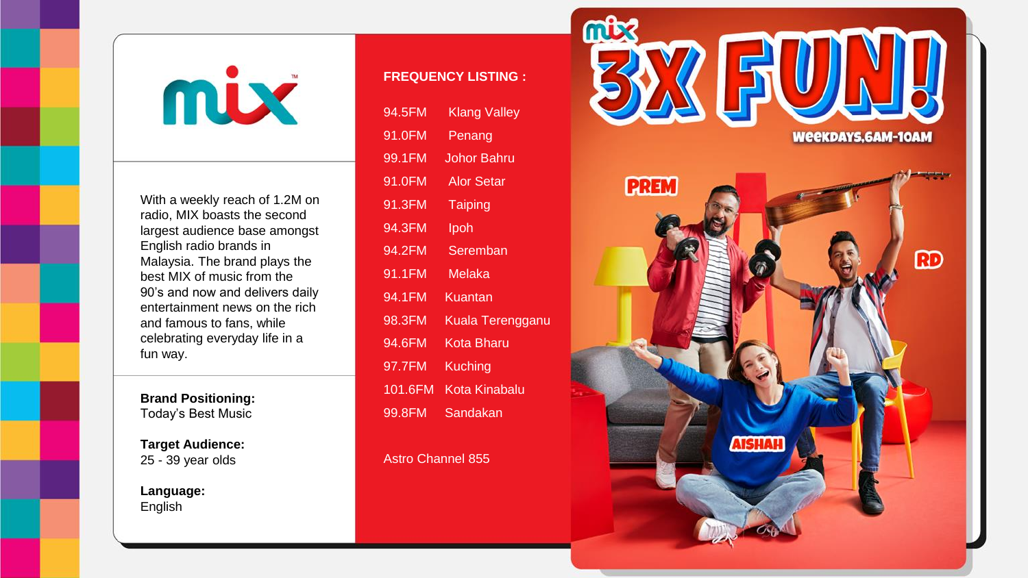mix

With a weekly reach of 1.2M on radio, MIX boasts the second largest audience base amongst English radio brands in Malaysia. The brand plays the best MIX of music from the 90's and now and delivers daily entertainment news on the rich and famous to fans, while celebrating everyday life in a fun way.

**Brand Positioning:**
Today's Best Music

**Target Audience:**
25 - 39 year olds

**Language:**
English

**FREQUENCY LISTING :**

| Frequency | Location |
|---|---|
| 94.5FM | Klang Valley |
| 91.0FM | Penang |
| 99.1FM | Johor Bahru |
| 91.0FM | Alor Setar |
| 91.3FM | Taiping |
| 94.3FM | Ipoh |
| 94.2FM | Seremban |
| 91.1FM | Melaka |
| 94.1FM | Kuantan |
| 98.3FM | Kuala Terengganu |
| 94.6FM | Kota Bharu |
| 97.7FM | Kuching |
| 101.6FM | Kota Kinabalu |
| 99.8FM | Sandakan |

Astro Channel 855

mix 3X FUN!

WEEKDAYS,6AM-10AM

PREM

RD

AISHAH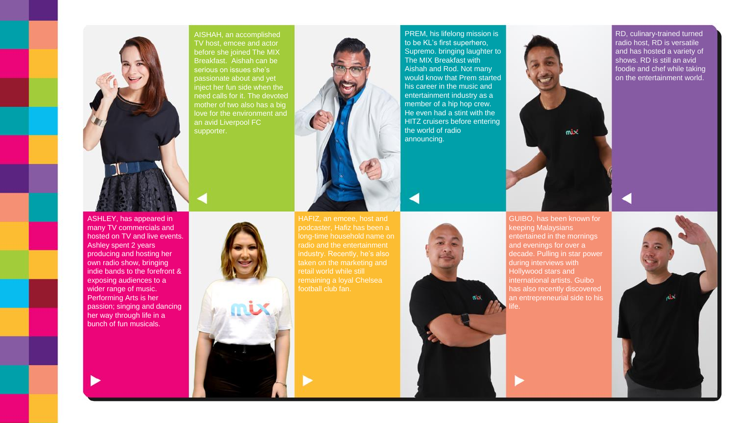AISHAH, an accomplished TV host, emcee and actor before she joined The MIX Breakfast. Aishah can be serious on issues she's passionate about and yet inject her fun side when the need calls for it. The devoted mother of two also has a big love for the environment and an avid Liverpool FC supporter.

PREM, his lifelong mission is to be KL's first superhero, Supremo. bringing laughter to The MIX Breakfast with Aishah and Rod. Not many would know that Prem started his career in the music and entertainment industry as a member of a hip hop crew. He even had a stint with the HITZ cruisers before entering the world of radio announcing.

RD, culinary-trained turned radio host, RD is versatile and has hosted a variety of shows. RD is still an avid foodie and chef while taking on the entertainment world.

ASHLEY, has appeared in many TV commercials and hosted on TV and live events. Ashley spent 2 years producing and hosting her own radio show, bringing indie bands to the forefront & exposing audiences to a wider range of music. Performing Arts is her passion; singing and dancing her way through life in a bunch of fun musicals.

HAFIZ, an emcee, host and podcaster, Hafiz has been a long-time household name on radio and the entertainment industry. Recently, he's also taken on the marketing and retail world while still remaining a loyal Chelsea football club fan.

GUIBO, has been known for keeping Malaysians entertained in the mornings and evenings for over a decade. Pulling in star power during interviews with Hollywood stars and international artists. Guibo has also recently discovered an entrepreneurial side to his life.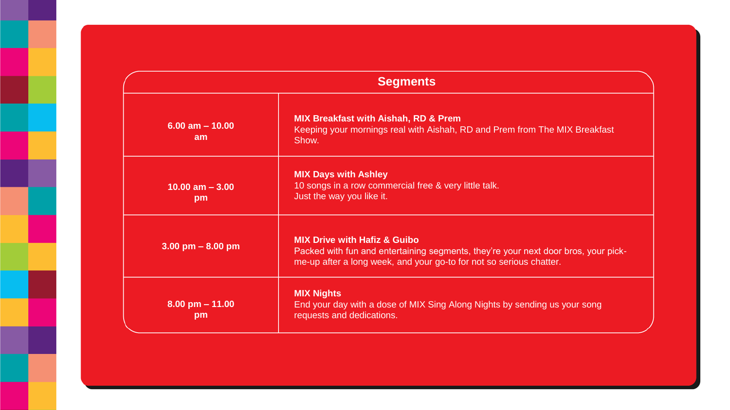| Segments | |
|---|---|
| 6.00 am – 10.00 am | **MIX Breakfast with Aishah, RD & Prem**<br>Keeping your mornings real with Aishah, RD and Prem from The MIX Breakfast Show. |
| 10.00 am – 3.00 pm | **MIX Days with Ashley**<br>10 songs in a row commercial free & very little talk.<br>Just the way you like it. |
| 3.00 pm – 8.00 pm | **MIX Drive with Hafiz & Guibo**<br>Packed with fun and entertaining segments, they're your next door bros, your pick-me-up after a long week, and your go-to for not so serious chatter. |
| 8.00 pm – 11.00 pm | **MIX Nights**<br>End your day with a dose of MIX Sing Along Nights by sending us your song requests and dedications. |